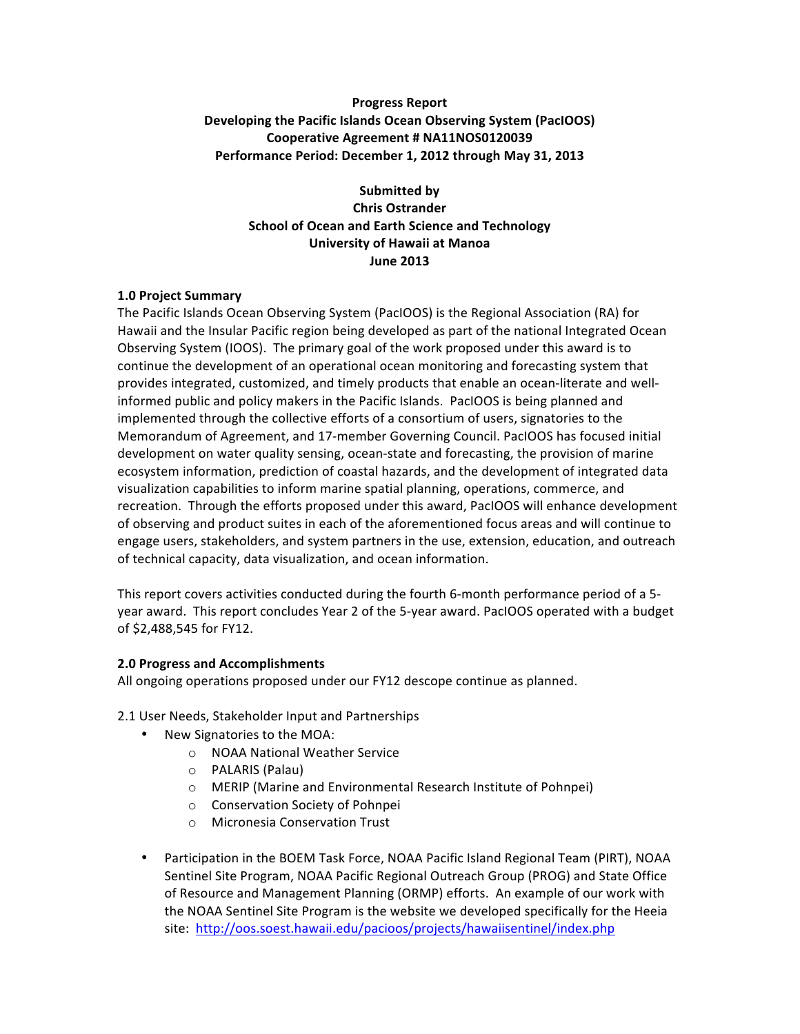**Progress Report**
**Developing the Pacific Islands Ocean Observing System (PacIOOS)**
**Cooperative Agreement # NA11NOS0120039**
**Performance Period: December 1, 2012 through May 31, 2013**

**Submitted by**
**Chris Ostrander**
**School of Ocean and Earth Science and Technology**
**University of Hawaii at Manoa**
**June 2013**

## 1.0 Project Summary

The Pacific Islands Ocean Observing System (PacIOOS) is the Regional Association (RA) for Hawaii and the Insular Pacific region being developed as part of the national Integrated Ocean Observing System (IOOS). The primary goal of the work proposed under this award is to continue the development of an operational ocean monitoring and forecasting system that provides integrated, customized, and timely products that enable an ocean-literate and well-informed public and policy makers in the Pacific Islands. PacIOOS is being planned and implemented through the collective efforts of a consortium of users, signatories to the Memorandum of Agreement, and 17-member Governing Council. PacIOOS has focused initial development on water quality sensing, ocean-state and forecasting, the provision of marine ecosystem information, prediction of coastal hazards, and the development of integrated data visualization capabilities to inform marine spatial planning, operations, commerce, and recreation. Through the efforts proposed under this award, PacIOOS will enhance development of observing and product suites in each of the aforementioned focus areas and will continue to engage users, stakeholders, and system partners in the use, extension, education, and outreach of technical capacity, data visualization, and ocean information.

This report covers activities conducted during the fourth 6-month performance period of a 5-year award. This report concludes Year 2 of the 5-year award. PacIOOS operated with a budget of $2,488,545 for FY12.

## 2.0 Progress and Accomplishments

All ongoing operations proposed under our FY12 descope continue as planned.

2.1 User Needs, Stakeholder Input and Partnerships

- New Signatories to the MOA:
  - NOAA National Weather Service
  - PALARIS (Palau)
  - MERIP (Marine and Environmental Research Institute of Pohnpei)
  - Conservation Society of Pohnpei
  - Micronesia Conservation Trust
- Participation in the BOEM Task Force, NOAA Pacific Island Regional Team (PIRT), NOAA Sentinel Site Program, NOAA Pacific Regional Outreach Group (PROG) and State Office of Resource and Management Planning (ORMP) efforts. An example of our work with the NOAA Sentinel Site Program is the website we developed specifically for the Heeia site: http://oos.soest.hawaii.edu/pacioos/projects/hawaiisentinel/index.php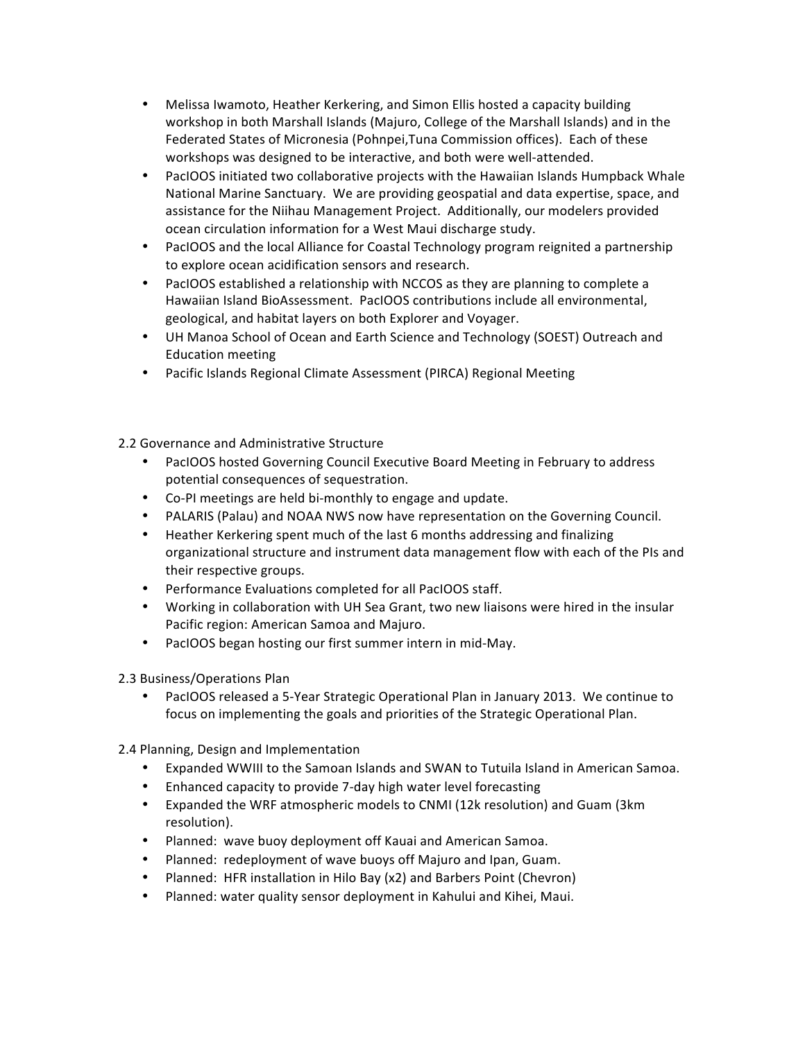- Melissa Iwamoto, Heather Kerkering, and Simon Ellis hosted a capacity building workshop in both Marshall Islands (Majuro, College of the Marshall Islands) and in the Federated States of Micronesia (Pohnpei,Tuna Commission offices). Each of these workshops was designed to be interactive, and both were well-attended.
- PacIOOS initiated two collaborative projects with the Hawaiian Islands Humpback Whale National Marine Sanctuary. We are providing geospatial and data expertise, space, and assistance for the Niihau Management Project. Additionally, our modelers provided ocean circulation information for a West Maui discharge study.
- PacIOOS and the local Alliance for Coastal Technology program reignited a partnership to explore ocean acidification sensors and research.
- PacIOOS established a relationship with NCCOS as they are planning to complete a Hawaiian Island BioAssessment. PacIOOS contributions include all environmental, geological, and habitat layers on both Explorer and Voyager.
- UH Manoa School of Ocean and Earth Science and Technology (SOEST) Outreach and Education meeting
- Pacific Islands Regional Climate Assessment (PIRCA) Regional Meeting

2.2 Governance and Administrative Structure

- PacIOOS hosted Governing Council Executive Board Meeting in February to address potential consequences of sequestration.
- Co-PI meetings are held bi-monthly to engage and update.
- PALARIS (Palau) and NOAA NWS now have representation on the Governing Council.
- Heather Kerkering spent much of the last 6 months addressing and finalizing organizational structure and instrument data management flow with each of the PIs and their respective groups.
- Performance Evaluations completed for all PacIOOS staff.
- Working in collaboration with UH Sea Grant, two new liaisons were hired in the insular Pacific region: American Samoa and Majuro.
- PacIOOS began hosting our first summer intern in mid-May.

2.3 Business/Operations Plan

- PacIOOS released a 5-Year Strategic Operational Plan in January 2013. We continue to focus on implementing the goals and priorities of the Strategic Operational Plan.

2.4 Planning, Design and Implementation

- Expanded WWIII to the Samoan Islands and SWAN to Tutuila Island in American Samoa.
- Enhanced capacity to provide 7-day high water level forecasting
- Expanded the WRF atmospheric models to CNMI (12k resolution) and Guam (3km resolution).
- Planned: wave buoy deployment off Kauai and American Samoa.
- Planned: redeployment of wave buoys off Majuro and Ipan, Guam.
- Planned: HFR installation in Hilo Bay (x2) and Barbers Point (Chevron)
- Planned: water quality sensor deployment in Kahului and Kihei, Maui.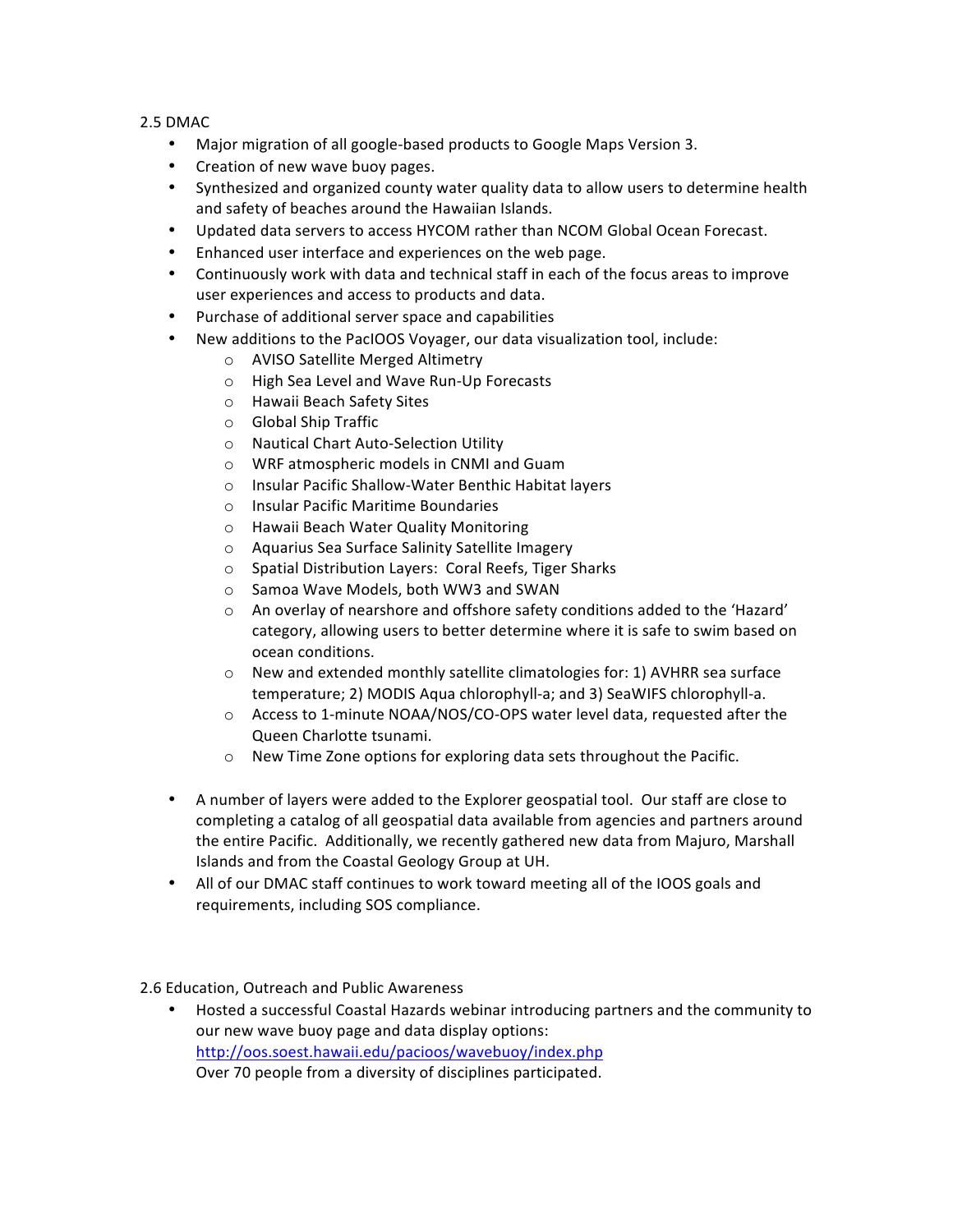## 2.5 DMAC

- Major migration of all google-based products to Google Maps Version 3.
- Creation of new wave buoy pages.
- Synthesized and organized county water quality data to allow users to determine health and safety of beaches around the Hawaiian Islands.
- Updated data servers to access HYCOM rather than NCOM Global Ocean Forecast.
- Enhanced user interface and experiences on the web page.
- Continuously work with data and technical staff in each of the focus areas to improve user experiences and access to products and data.
- Purchase of additional server space and capabilities
- New additions to the PacIOOS Voyager, our data visualization tool, include:
  - AVISO Satellite Merged Altimetry
  - High Sea Level and Wave Run-Up Forecasts
  - Hawaii Beach Safety Sites
  - Global Ship Traffic
  - Nautical Chart Auto-Selection Utility
  - WRF atmospheric models in CNMI and Guam
  - Insular Pacific Shallow-Water Benthic Habitat layers
  - Insular Pacific Maritime Boundaries
  - Hawaii Beach Water Quality Monitoring
  - Aquarius Sea Surface Salinity Satellite Imagery
  - Spatial Distribution Layers: Coral Reefs, Tiger Sharks
  - Samoa Wave Models, both WW3 and SWAN
  - An overlay of nearshore and offshore safety conditions added to the 'Hazard' category, allowing users to better determine where it is safe to swim based on ocean conditions.
  - New and extended monthly satellite climatologies for: 1) AVHRR sea surface temperature; 2) MODIS Aqua chlorophyll-a; and 3) SeaWIFS chlorophyll-a.
  - Access to 1-minute NOAA/NOS/CO-OPS water level data, requested after the Queen Charlotte tsunami.
  - New Time Zone options for exploring data sets throughout the Pacific.

- A number of layers were added to the Explorer geospatial tool. Our staff are close to completing a catalog of all geospatial data available from agencies and partners around the entire Pacific. Additionally, we recently gathered new data from Majuro, Marshall Islands and from the Coastal Geology Group at UH.
- All of our DMAC staff continues to work toward meeting all of the IOOS goals and requirements, including SOS compliance.

## 2.6 Education, Outreach and Public Awareness

- Hosted a successful Coastal Hazards webinar introducing partners and the community to our new wave buoy page and data display options: [http://oos.soest.hawaii.edu/pacioos/wavebuoy/index.php](http://oos.soest.hawaii.edu/pacioos/wavebuoy/index.php)
  Over 70 people from a diversity of disciplines participated.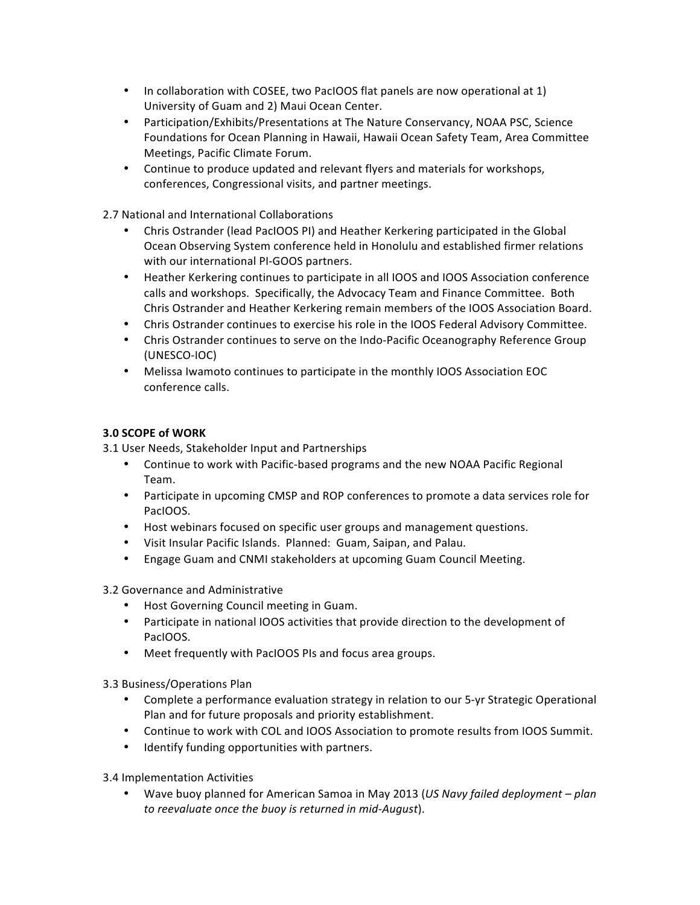- In collaboration with COSEE, two PacIOOS flat panels are now operational at 1) University of Guam and 2) Maui Ocean Center.
- Participation/Exhibits/Presentations at The Nature Conservancy, NOAA PSC, Science Foundations for Ocean Planning in Hawaii, Hawaii Ocean Safety Team, Area Committee Meetings, Pacific Climate Forum.
- Continue to produce updated and relevant flyers and materials for workshops, conferences, Congressional visits, and partner meetings.

2.7 National and International Collaborations

- Chris Ostrander (lead PacIOOS PI) and Heather Kerkering participated in the Global Ocean Observing System conference held in Honolulu and established firmer relations with our international PI-GOOS partners.
- Heather Kerkering continues to participate in all IOOS and IOOS Association conference calls and workshops. Specifically, the Advocacy Team and Finance Committee. Both Chris Ostrander and Heather Kerkering remain members of the IOOS Association Board.
- Chris Ostrander continues to exercise his role in the IOOS Federal Advisory Committee.
- Chris Ostrander continues to serve on the Indo-Pacific Oceanography Reference Group (UNESCO-IOC)
- Melissa Iwamoto continues to participate in the monthly IOOS Association EOC conference calls.

**3.0 SCOPE of WORK**

3.1 User Needs, Stakeholder Input and Partnerships

- Continue to work with Pacific-based programs and the new NOAA Pacific Regional Team.
- Participate in upcoming CMSP and ROP conferences to promote a data services role for PacIOOS.
- Host webinars focused on specific user groups and management questions.
- Visit Insular Pacific Islands. Planned: Guam, Saipan, and Palau.
- Engage Guam and CNMI stakeholders at upcoming Guam Council Meeting.

3.2 Governance and Administrative

- Host Governing Council meeting in Guam.
- Participate in national IOOS activities that provide direction to the development of PacIOOS.
- Meet frequently with PacIOOS PIs and focus area groups.

3.3 Business/Operations Plan

- Complete a performance evaluation strategy in relation to our 5-yr Strategic Operational Plan and for future proposals and priority establishment.
- Continue to work with COL and IOOS Association to promote results from IOOS Summit.
- Identify funding opportunities with partners.

3.4 Implementation Activities

- Wave buoy planned for American Samoa in May 2013 (*US Navy failed deployment – plan to reevaluate once the buoy is returned in mid-August*).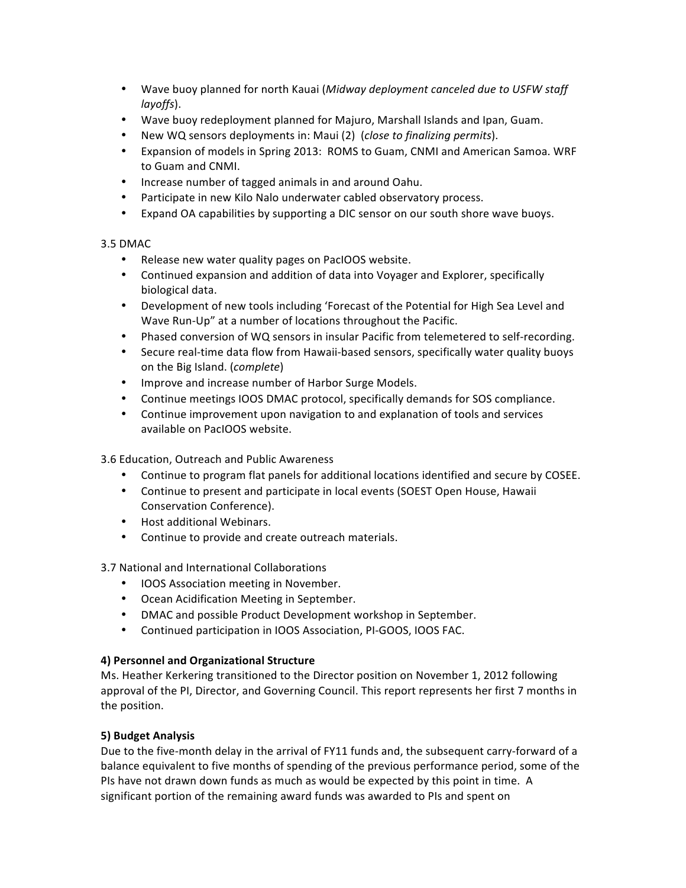- Wave buoy planned for north Kauai (*Midway deployment canceled due to USFW staff layoffs*).
- Wave buoy redeployment planned for Majuro, Marshall Islands and Ipan, Guam.
- New WQ sensors deployments in: Maui (2) (*close to finalizing permits*).
- Expansion of models in Spring 2013: ROMS to Guam, CNMI and American Samoa. WRF to Guam and CNMI.
- Increase number of tagged animals in and around Oahu.
- Participate in new Kilo Nalo underwater cabled observatory process.
- Expand OA capabilities by supporting a DIC sensor on our south shore wave buoys.

3.5 DMAC

- Release new water quality pages on PacIOOS website.
- Continued expansion and addition of data into Voyager and Explorer, specifically biological data.
- Development of new tools including 'Forecast of the Potential for High Sea Level and Wave Run-Up" at a number of locations throughout the Pacific.
- Phased conversion of WQ sensors in insular Pacific from telemetered to self-recording.
- Secure real-time data flow from Hawaii-based sensors, specifically water quality buoys on the Big Island. (*complete*)
- Improve and increase number of Harbor Surge Models.
- Continue meetings IOOS DMAC protocol, specifically demands for SOS compliance.
- Continue improvement upon navigation to and explanation of tools and services available on PacIOOS website.

3.6 Education, Outreach and Public Awareness

- Continue to program flat panels for additional locations identified and secure by COSEE.
- Continue to present and participate in local events (SOEST Open House, Hawaii Conservation Conference).
- Host additional Webinars.
- Continue to provide and create outreach materials.

3.7 National and International Collaborations

- IOOS Association meeting in November.
- Ocean Acidification Meeting in September.
- DMAC and possible Product Development workshop in September.
- Continued participation in IOOS Association, PI-GOOS, IOOS FAC.

**4) Personnel and Organizational Structure**

Ms. Heather Kerkering transitioned to the Director position on November 1, 2012 following approval of the PI, Director, and Governing Council. This report represents her first 7 months in the position.

**5) Budget Analysis**

Due to the five-month delay in the arrival of FY11 funds and, the subsequent carry-forward of a balance equivalent to five months of spending of the previous performance period, some of the PIs have not drawn down funds as much as would be expected by this point in time. A significant portion of the remaining award funds was awarded to PIs and spent on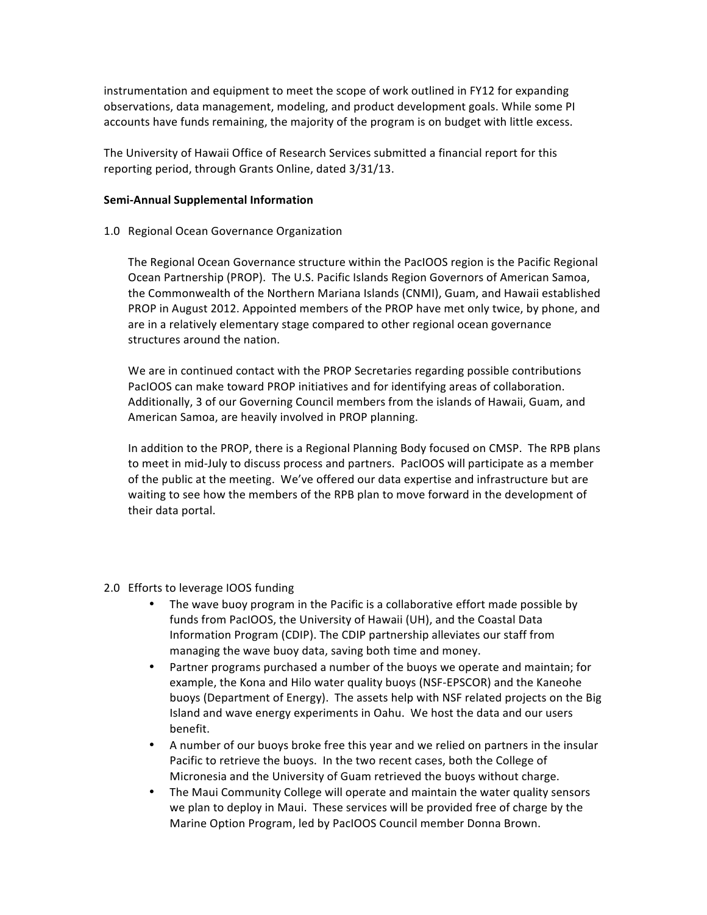instrumentation and equipment to meet the scope of work outlined in FY12 for expanding observations, data management, modeling, and product development goals. While some PI accounts have funds remaining, the majority of the program is on budget with little excess.

The University of Hawaii Office of Research Services submitted a financial report for this reporting period, through Grants Online, dated 3/31/13.

**Semi-Annual Supplemental Information**

1.0 Regional Ocean Governance Organization

The Regional Ocean Governance structure within the PacIOOS region is the Pacific Regional Ocean Partnership (PROP). The U.S. Pacific Islands Region Governors of American Samoa, the Commonwealth of the Northern Mariana Islands (CNMI), Guam, and Hawaii established PROP in August 2012. Appointed members of the PROP have met only twice, by phone, and are in a relatively elementary stage compared to other regional ocean governance structures around the nation.

We are in continued contact with the PROP Secretaries regarding possible contributions PacIOOS can make toward PROP initiatives and for identifying areas of collaboration. Additionally, 3 of our Governing Council members from the islands of Hawaii, Guam, and American Samoa, are heavily involved in PROP planning.

In addition to the PROP, there is a Regional Planning Body focused on CMSP. The RPB plans to meet in mid-July to discuss process and partners. PacIOOS will participate as a member of the public at the meeting. We've offered our data expertise and infrastructure but are waiting to see how the members of the RPB plan to move forward in the development of their data portal.

2.0 Efforts to leverage IOOS funding

- The wave buoy program in the Pacific is a collaborative effort made possible by funds from PacIOOS, the University of Hawaii (UH), and the Coastal Data Information Program (CDIP). The CDIP partnership alleviates our staff from managing the wave buoy data, saving both time and money.
- Partner programs purchased a number of the buoys we operate and maintain; for example, the Kona and Hilo water quality buoys (NSF-EPSCOR) and the Kaneohe buoys (Department of Energy). The assets help with NSF related projects on the Big Island and wave energy experiments in Oahu. We host the data and our users benefit.
- A number of our buoys broke free this year and we relied on partners in the insular Pacific to retrieve the buoys. In the two recent cases, both the College of Micronesia and the University of Guam retrieved the buoys without charge.
- The Maui Community College will operate and maintain the water quality sensors we plan to deploy in Maui. These services will be provided free of charge by the Marine Option Program, led by PacIOOS Council member Donna Brown.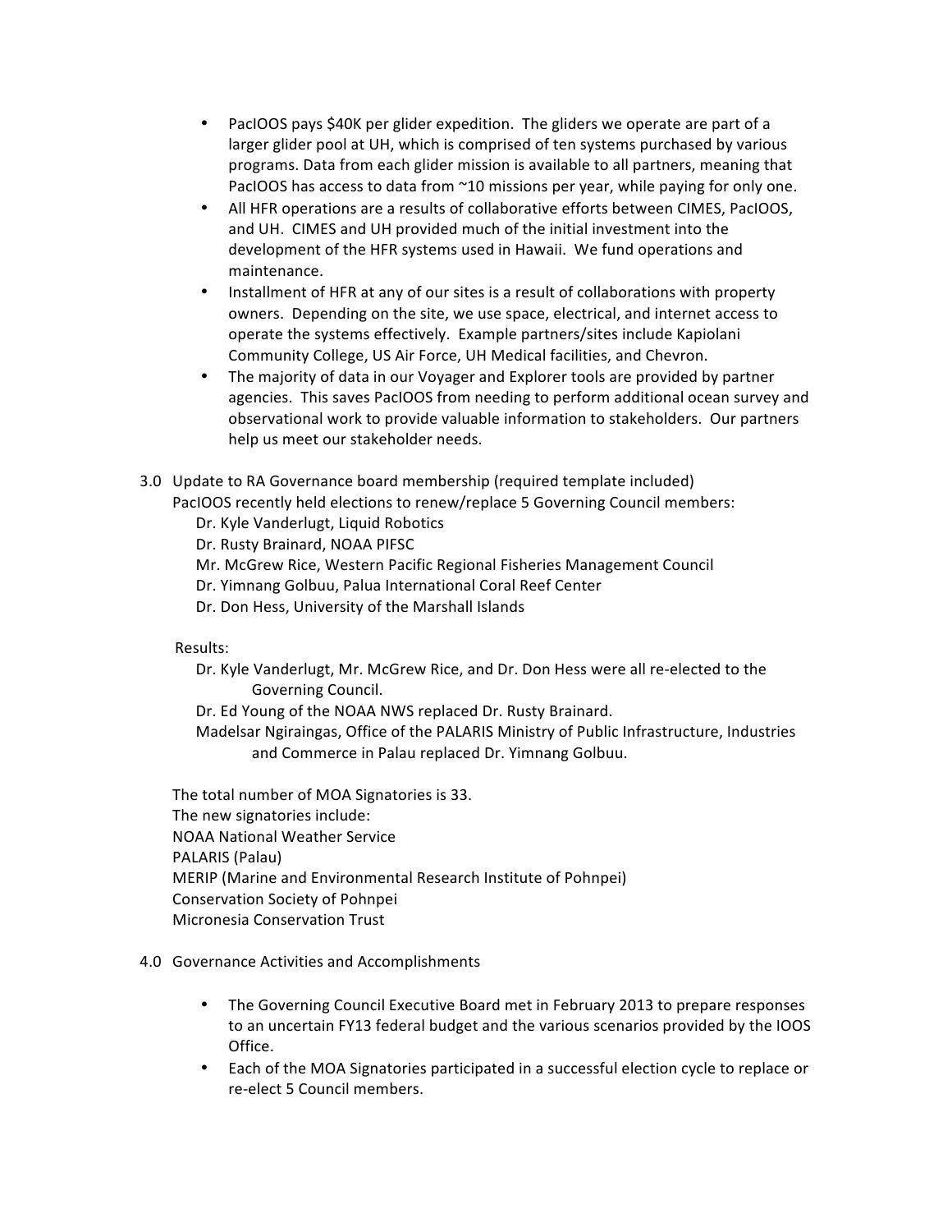- PacIOOS pays $40K per glider expedition. The gliders we operate are part of a larger glider pool at UH, which is comprised of ten systems purchased by various programs. Data from each glider mission is available to all partners, meaning that PacIOOS has access to data from ~10 missions per year, while paying for only one.
- All HFR operations are a results of collaborative efforts between CIMES, PacIOOS, and UH. CIMES and UH provided much of the initial investment into the development of the HFR systems used in Hawaii. We fund operations and maintenance.
- Installment of HFR at any of our sites is a result of collaborations with property owners. Depending on the site, we use space, electrical, and internet access to operate the systems effectively. Example partners/sites include Kapiolani Community College, US Air Force, UH Medical facilities, and Chevron.
- The majority of data in our Voyager and Explorer tools are provided by partner agencies. This saves PacIOOS from needing to perform additional ocean survey and observational work to provide valuable information to stakeholders. Our partners help us meet our stakeholder needs.

## 3.0 Update to RA Governance board membership (required template included)

PacIOOS recently held elections to renew/replace 5 Governing Council members:

Dr. Kyle Vanderlugt, Liquid Robotics
Dr. Rusty Brainard, NOAA PIFSC
Mr. McGrew Rice, Western Pacific Regional Fisheries Management Council
Dr. Yimnang Golbuu, Palua International Coral Reef Center
Dr. Don Hess, University of the Marshall Islands

Results:

Dr. Kyle Vanderlugt, Mr. McGrew Rice, and Dr. Don Hess were all re-elected to the Governing Council.
Dr. Ed Young of the NOAA NWS replaced Dr. Rusty Brainard.
Madelsar Ngiraingas, Office of the PALARIS Ministry of Public Infrastructure, Industries and Commerce in Palau replaced Dr. Yimnang Golbuu.

The total number of MOA Signatories is 33.
The new signatories include:
NOAA National Weather Service
PALARIS (Palau)
MERIP (Marine and Environmental Research Institute of Pohnpei)
Conservation Society of Pohnpei
Micronesia Conservation Trust

## 4.0 Governance Activities and Accomplishments

- The Governing Council Executive Board met in February 2013 to prepare responses to an uncertain FY13 federal budget and the various scenarios provided by the IOOS Office.
- Each of the MOA Signatories participated in a successful election cycle to replace or re-elect 5 Council members.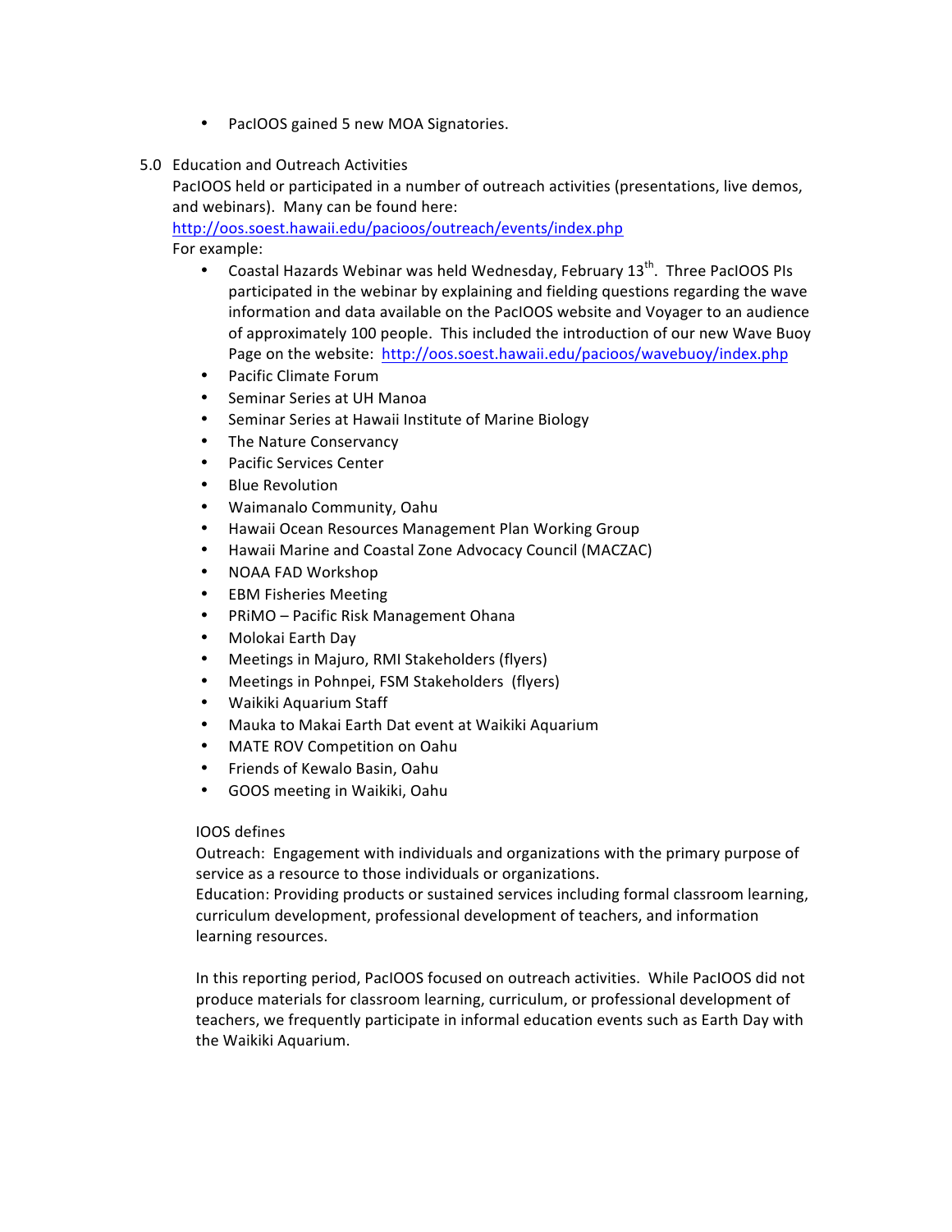- PacIOOS gained 5 new MOA Signatories.

5.0 Education and Outreach Activities

PacIOOS held or participated in a number of outreach activities (presentations, live demos, and webinars). Many can be found here: http://oos.soest.hawaii.edu/pacioos/outreach/events/index.php

For example:

- Coastal Hazards Webinar was held Wednesday, February 13th. Three PacIOOS PIs participated in the webinar by explaining and fielding questions regarding the wave information and data available on the PacIOOS website and Voyager to an audience of approximately 100 people. This included the introduction of our new Wave Buoy Page on the website: http://oos.soest.hawaii.edu/pacioos/wavebuoy/index.php
- Pacific Climate Forum
- Seminar Series at UH Manoa
- Seminar Series at Hawaii Institute of Marine Biology
- The Nature Conservancy
- Pacific Services Center
- Blue Revolution
- Waimanalo Community, Oahu
- Hawaii Ocean Resources Management Plan Working Group
- Hawaii Marine and Coastal Zone Advocacy Council (MACZAC)
- NOAA FAD Workshop
- EBM Fisheries Meeting
- PRiMO – Pacific Risk Management Ohana
- Molokai Earth Day
- Meetings in Majuro, RMI Stakeholders (flyers)
- Meetings in Pohnpei, FSM Stakeholders (flyers)
- Waikiki Aquarium Staff
- Mauka to Makai Earth Dat event at Waikiki Aquarium
- MATE ROV Competition on Oahu
- Friends of Kewalo Basin, Oahu
- GOOS meeting in Waikiki, Oahu

IOOS defines

Outreach: Engagement with individuals and organizations with the primary purpose of service as a resource to those individuals or organizations.

Education: Providing products or sustained services including formal classroom learning, curriculum development, professional development of teachers, and information learning resources.

In this reporting period, PacIOOS focused on outreach activities. While PacIOOS did not produce materials for classroom learning, curriculum, or professional development of teachers, we frequently participate in informal education events such as Earth Day with the Waikiki Aquarium.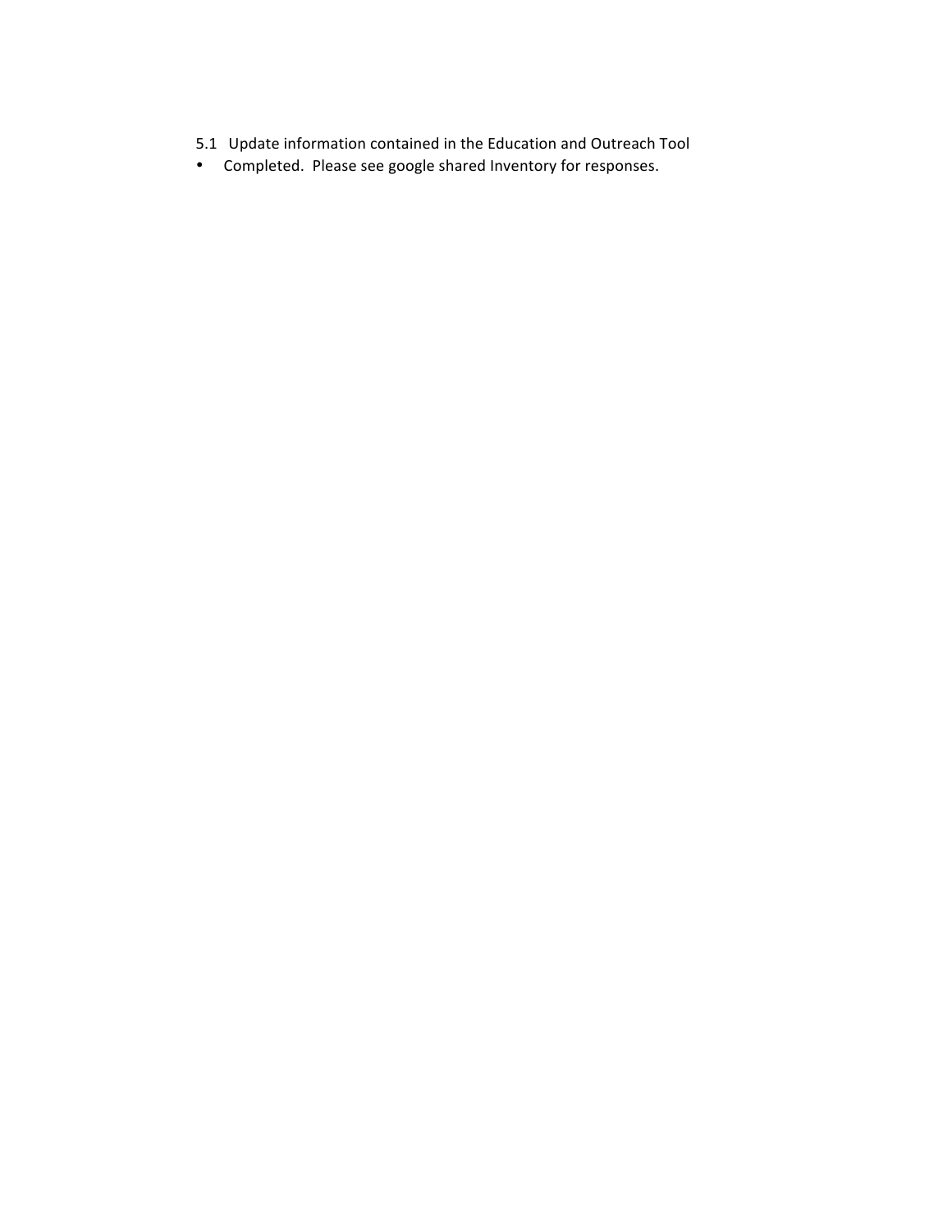5.1 Update information contained in the Education and Outreach Tool

- Completed. Please see google shared Inventory for responses.